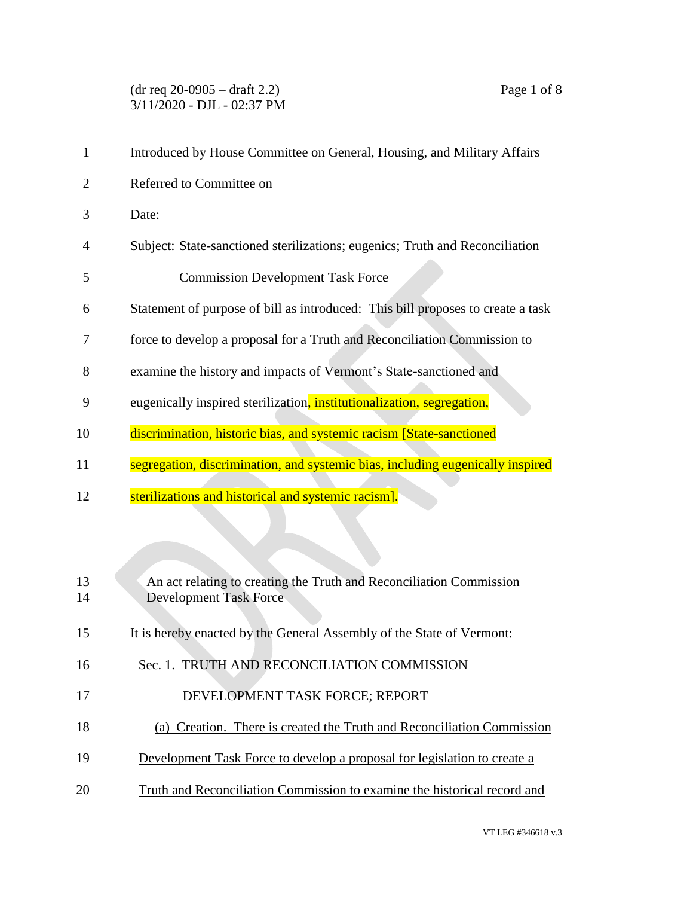(dr req 20-0905 – draft 2.2)
3/11/2020 - DJL - 02:37 PM

Introduced by House Committee on General, Housing, and Military Affairs

Referred to Committee on

Date:

Subject: State-sanctioned sterilizations; eugenics; Truth and Reconciliation Commission Development Task Force

Statement of purpose of bill as introduced: This bill proposes to create a task force to develop a proposal for a Truth and Reconciliation Commission to examine the history and impacts of Vermont's State-sanctioned and eugenically inspired sterilization, institutionalization, segregation, discrimination, historic bias, and systemic racism [State-sanctioned segregation, discrimination, and systemic bias, including eugenically inspired sterilizations and historical and systemic racism].

An act relating to creating the Truth and Reconciliation Commission Development Task Force

It is hereby enacted by the General Assembly of the State of Vermont:

Sec. 1. TRUTH AND RECONCILIATION COMMISSION DEVELOPMENT TASK FORCE; REPORT

<u>(a) Creation. There is created the Truth and Reconciliation Commission Development Task Force to develop a proposal for legislation to create a Truth and Reconciliation Commission to examine the historical record and</u>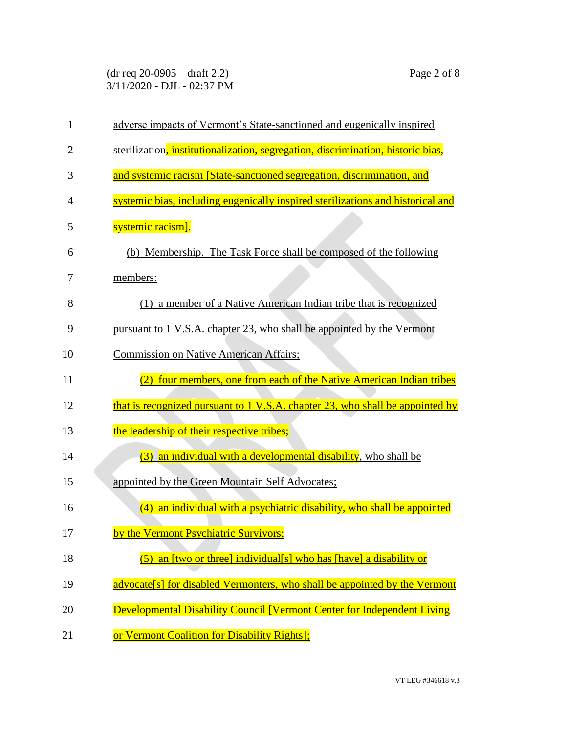adverse impacts of Vermont's State-sanctioned and eugenically inspired sterilization, institutionalization, segregation, discrimination, historic bias, and systemic racism [State-sanctioned segregation, discrimination, and systemic bias, including eugenically inspired sterilizations and historical and systemic racism].

(b) Membership. The Task Force shall be composed of the following members:

(1) a member of a Native American Indian tribe that is recognized pursuant to 1 V.S.A. chapter 23, who shall be appointed by the Vermont Commission on Native American Affairs;

(2) four members, one from each of the Native American Indian tribes that is recognized pursuant to 1 V.S.A. chapter 23, who shall be appointed by the leadership of their respective tribes;

(3) an individual with a developmental disability, who shall be appointed by the Green Mountain Self Advocates;

(4) an individual with a psychiatric disability, who shall be appointed by the Vermont Psychiatric Survivors;

(5) an [two or three] individual[s] who has [have] a disability or advocate[s] for disabled Vermonters, who shall be appointed by the Vermont Developmental Disability Council [Vermont Center for Independent Living or Vermont Coalition for Disability Rights];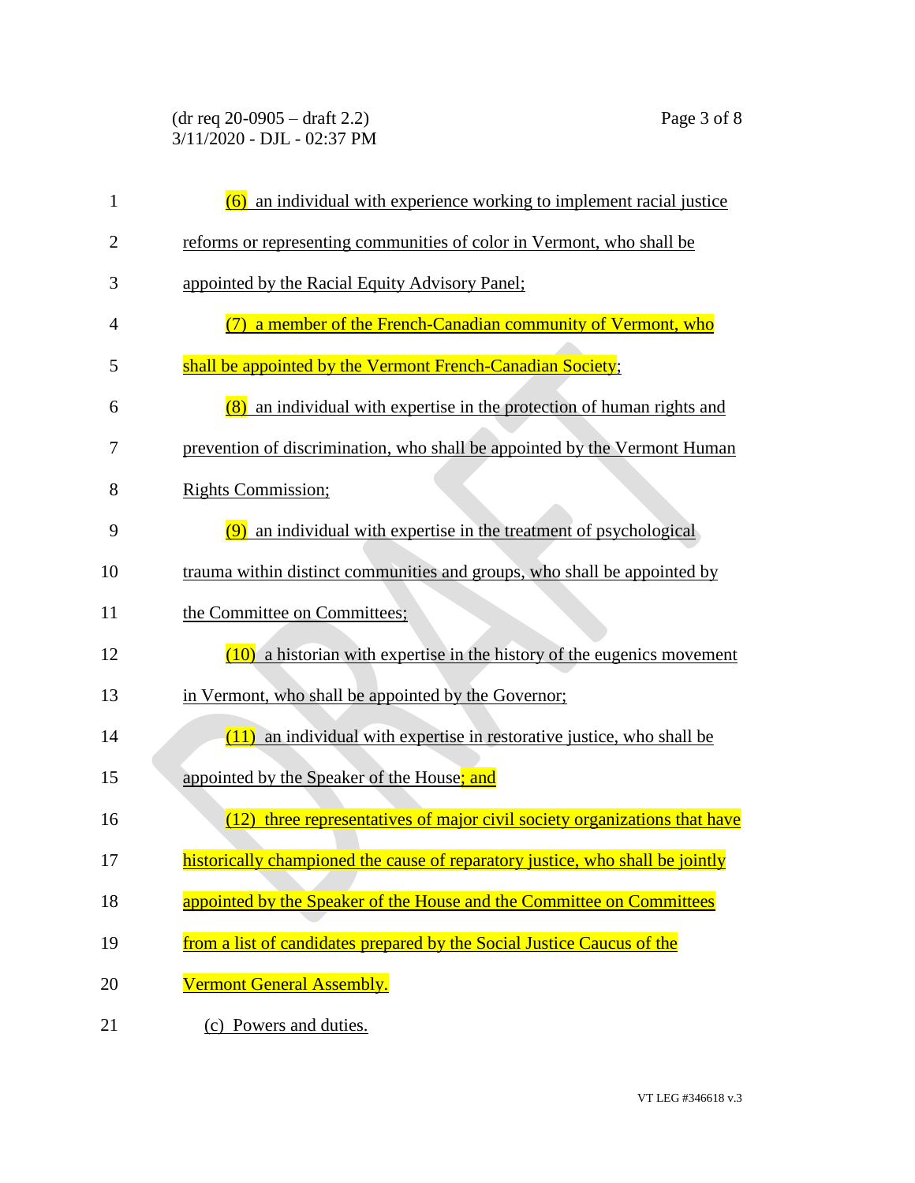(6) an individual with experience working to implement racial justice reforms or representing communities of color in Vermont, who shall be appointed by the Racial Equity Advisory Panel;

(7) a member of the French-Canadian community of Vermont, who shall be appointed by the Vermont French-Canadian Society;

(8) an individual with expertise in the protection of human rights and prevention of discrimination, who shall be appointed by the Vermont Human Rights Commission;

(9) an individual with expertise in the treatment of psychological trauma within distinct communities and groups, who shall be appointed by the Committee on Committees;

(10) a historian with expertise in the history of the eugenics movement in Vermont, who shall be appointed by the Governor;

(11) an individual with expertise in restorative justice, who shall be appointed by the Speaker of the House; and

(12) three representatives of major civil society organizations that have historically championed the cause of reparatory justice, who shall be jointly appointed by the Speaker of the House and the Committee on Committees from a list of candidates prepared by the Social Justice Caucus of the Vermont General Assembly.

(c) Powers and duties.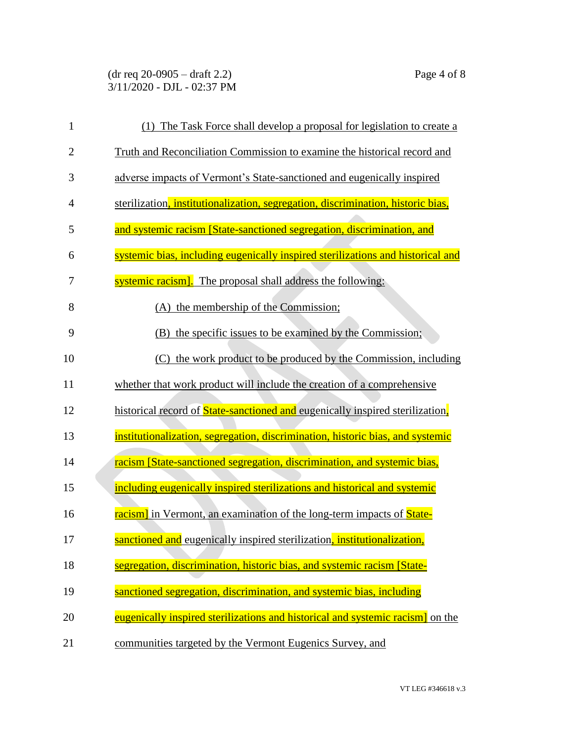(1) The Task Force shall develop a proposal for legislation to create a Truth and Reconciliation Commission to examine the historical record and adverse impacts of Vermont's State-sanctioned and eugenically inspired sterilization, institutionalization, segregation, discrimination, historic bias, and systemic racism [State-sanctioned segregation, discrimination, and systemic bias, including eugenically inspired sterilizations and historical and systemic racism]. The proposal shall address the following:

(A) the membership of the Commission;

(B) the specific issues to be examined by the Commission;

(C) the work product to be produced by the Commission, including whether that work product will include the creation of a comprehensive historical record of State-sanctioned and eugenically inspired sterilization, institutionalization, segregation, discrimination, historic bias, and systemic racism [State-sanctioned segregation, discrimination, and systemic bias, including eugenically inspired sterilizations and historical and systemic racism] in Vermont, an examination of the long-term impacts of State-sanctioned and eugenically inspired sterilization, institutionalization, segregation, discrimination, historic bias, and systemic racism [State-sanctioned segregation, discrimination, and systemic bias, including eugenically inspired sterilizations and historical and systemic racism] on the communities targeted by the Vermont Eugenics Survey, and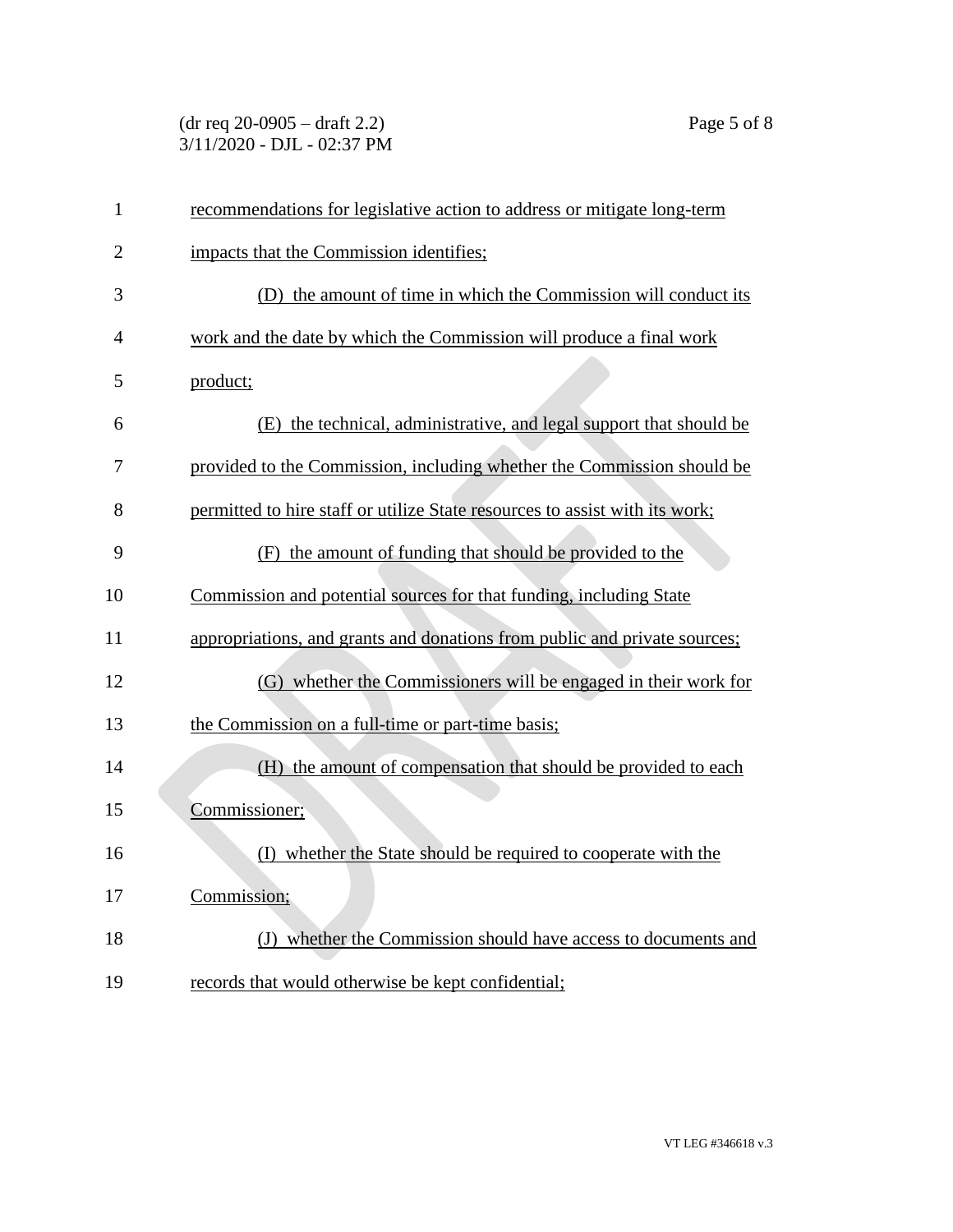recommendations for legislative action to address or mitigate long-term impacts that the Commission identifies;

(D) the amount of time in which the Commission will conduct its work and the date by which the Commission will produce a final work product;

(E) the technical, administrative, and legal support that should be provided to the Commission, including whether the Commission should be permitted to hire staff or utilize State resources to assist with its work;

(F) the amount of funding that should be provided to the Commission and potential sources for that funding, including State appropriations, and grants and donations from public and private sources;

(G) whether the Commissioners will be engaged in their work for the Commission on a full-time or part-time basis;

(H) the amount of compensation that should be provided to each Commissioner;

(I) whether the State should be required to cooperate with the Commission;

(J) whether the Commission should have access to documents and records that would otherwise be kept confidential;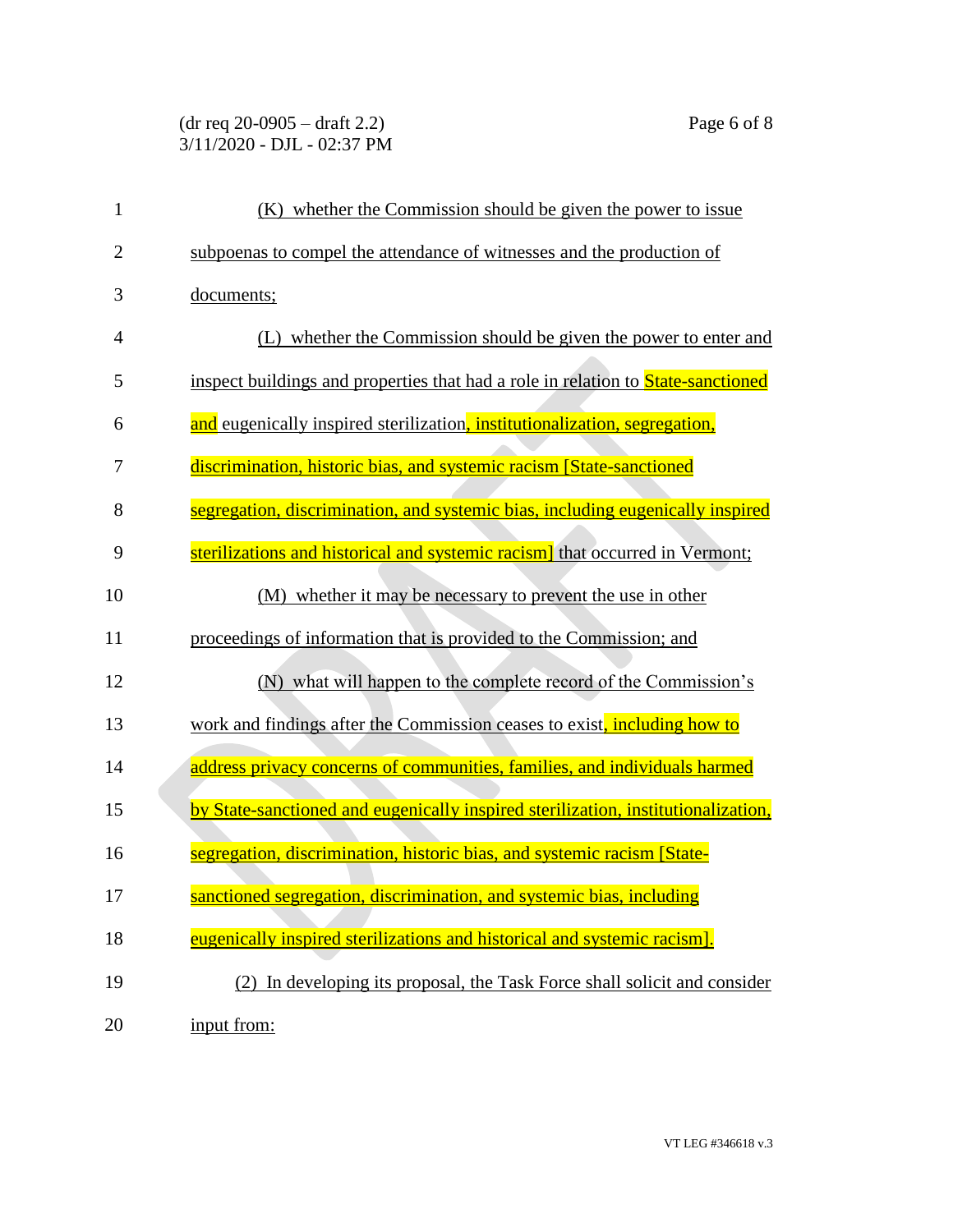(K) whether the Commission should be given the power to issue subpoenas to compel the attendance of witnesses and the production of documents;

(L) whether the Commission should be given the power to enter and inspect buildings and properties that had a role in relation to State-sanctioned and eugenically inspired sterilization, institutionalization, segregation, discrimination, historic bias, and systemic racism [State-sanctioned segregation, discrimination, and systemic bias, including eugenically inspired sterilizations and historical and systemic racism] that occurred in Vermont;

(M) whether it may be necessary to prevent the use in other proceedings of information that is provided to the Commission; and

(N) what will happen to the complete record of the Commission's work and findings after the Commission ceases to exist, including how to address privacy concerns of communities, families, and individuals harmed by State-sanctioned and eugenically inspired sterilization, institutionalization, segregation, discrimination, historic bias, and systemic racism [State-sanctioned segregation, discrimination, and systemic bias, including eugenically inspired sterilizations and historical and systemic racism].

(2) In developing its proposal, the Task Force shall solicit and consider input from: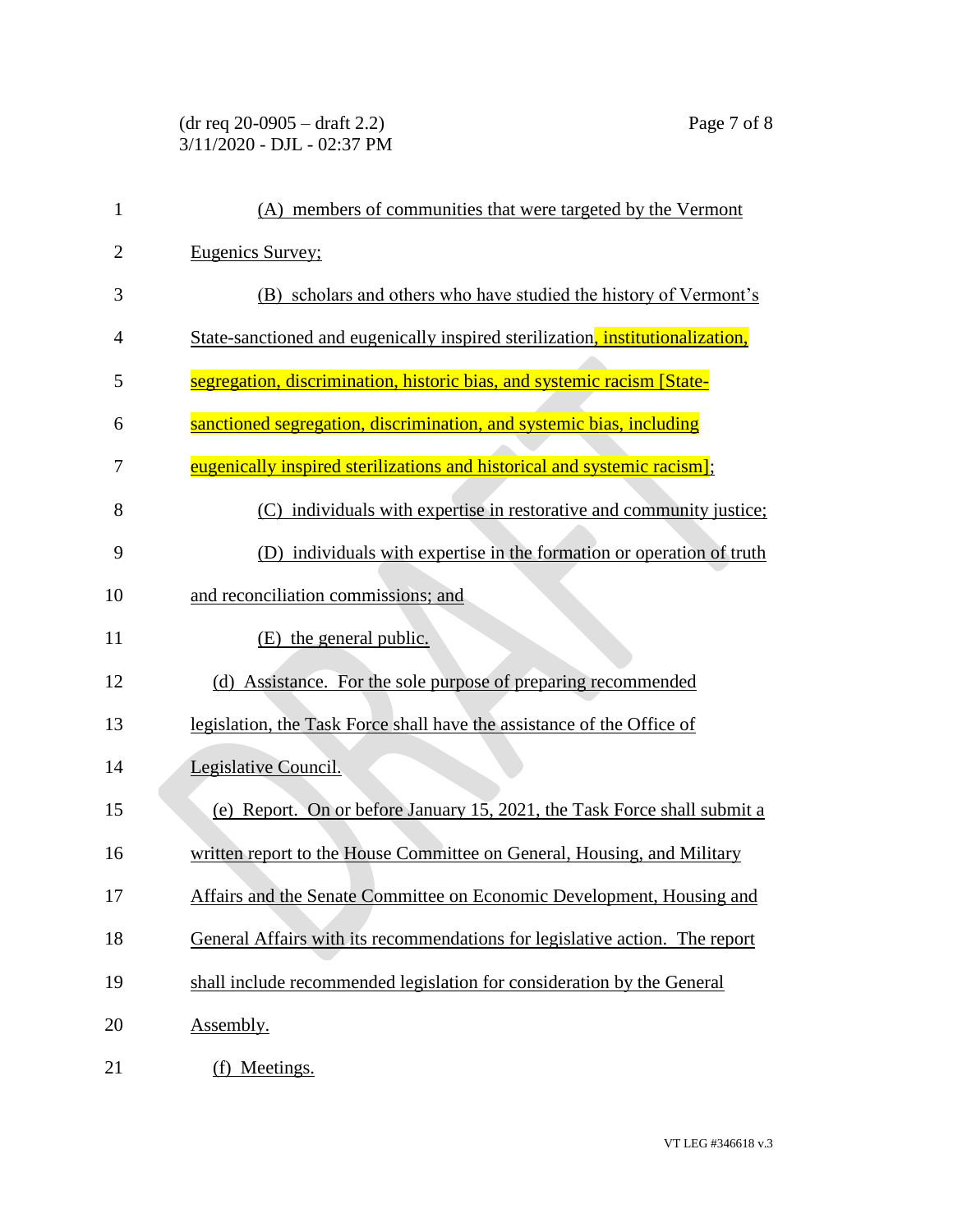(A) members of communities that were targeted by the Vermont Eugenics Survey;

(B) scholars and others who have studied the history of Vermont's State-sanctioned and eugenically inspired sterilization, institutionalization, segregation, discrimination, historic bias, and systemic racism [State-sanctioned segregation, discrimination, and systemic bias, including eugenically inspired sterilizations and historical and systemic racism];

(C) individuals with expertise in restorative and community justice;

(D) individuals with expertise in the formation or operation of truth and reconciliation commissions; and

(E) the general public.

(d) Assistance. For the sole purpose of preparing recommended legislation, the Task Force shall have the assistance of the Office of Legislative Council.

(e) Report. On or before January 15, 2021, the Task Force shall submit a written report to the House Committee on General, Housing, and Military Affairs and the Senate Committee on Economic Development, Housing and General Affairs with its recommendations for legislative action. The report shall include recommended legislation for consideration by the General Assembly.

(f) Meetings.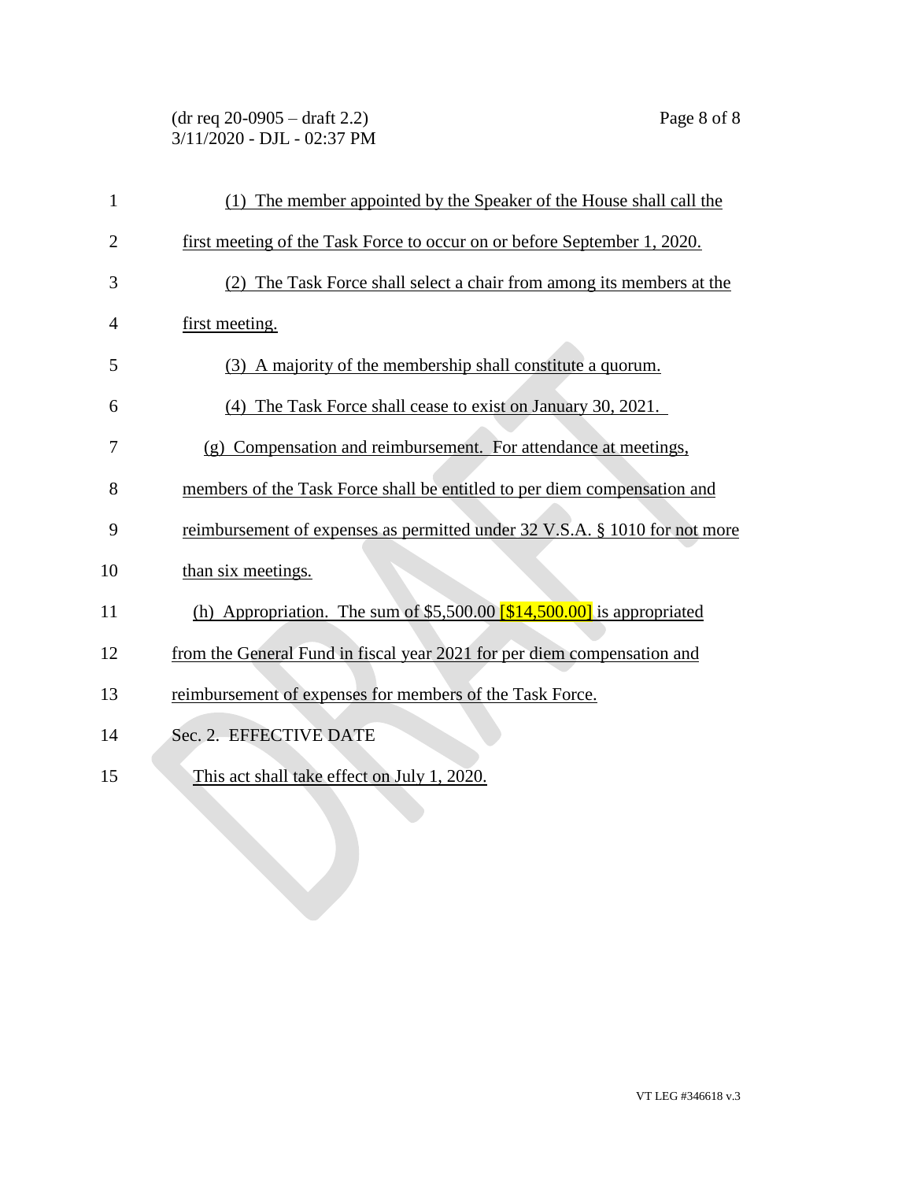(1) The member appointed by the Speaker of the House shall call the first meeting of the Task Force to occur on or before September 1, 2020.

(2) The Task Force shall select a chair from among its members at the first meeting.

(3) A majority of the membership shall constitute a quorum.

(4) The Task Force shall cease to exist on January 30, 2021.

(g) Compensation and reimbursement. For attendance at meetings, members of the Task Force shall be entitled to per diem compensation and reimbursement of expenses as permitted under 32 V.S.A. § 1010 for not more than six meetings.

(h) Appropriation. The sum of $5,500.00 [$14,500.00] is appropriated from the General Fund in fiscal year 2021 for per diem compensation and reimbursement of expenses for members of the Task Force.

Sec. 2. EFFECTIVE DATE

This act shall take effect on July 1, 2020.